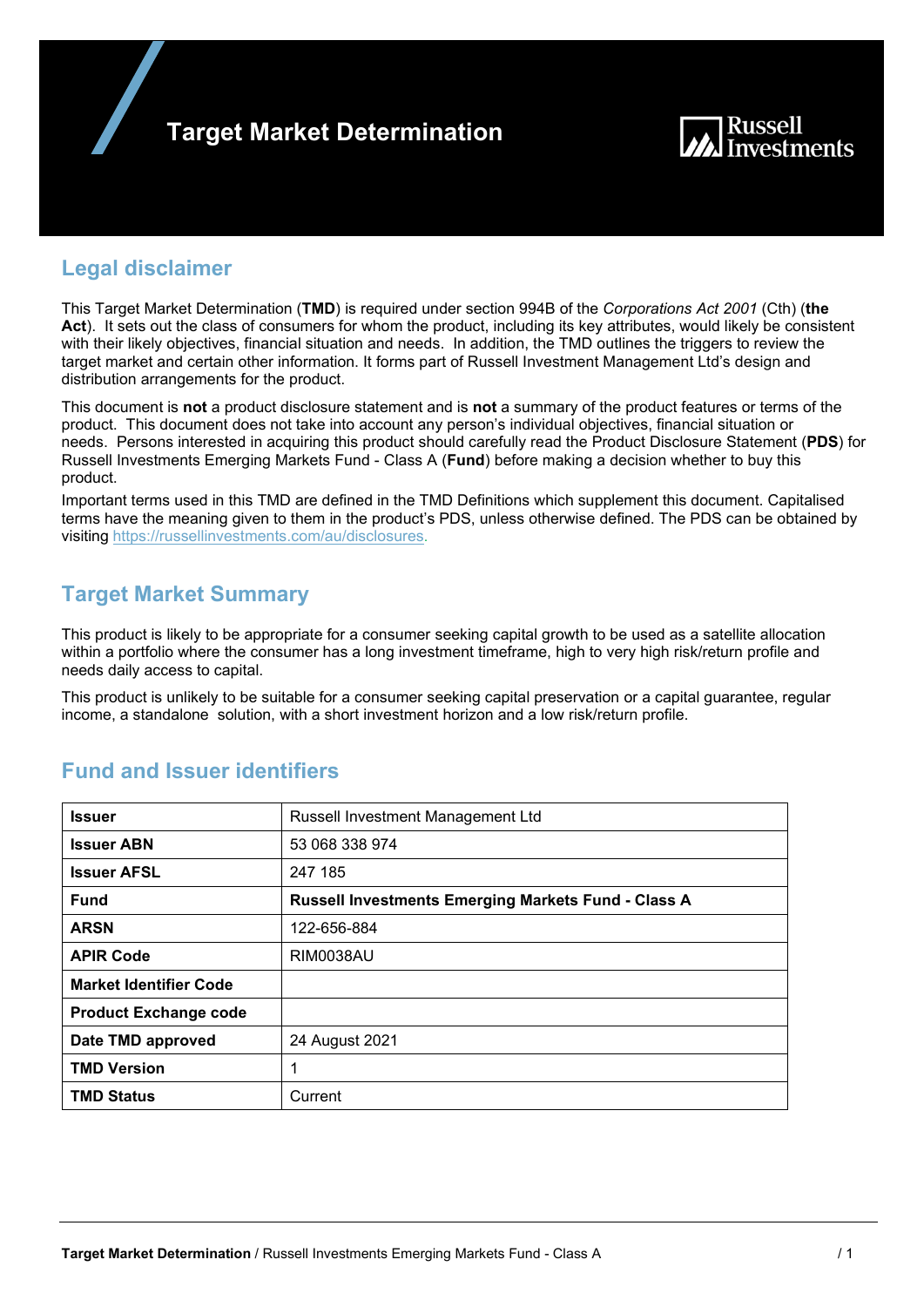# Target Market Determination

## Legal disclaimer

This Target Market Determination (**TMD**) is required under section 994B of the *Corporations Act 2001* (Cth) (**the Act**). It sets out the class of consumers for whom the product, including its key attributes, would likely be consistent with their likely objectives, financial situation and needs. In addition, the TMD outlines the triggers to review the target market and certain other information. It forms part of Russell Investment Management Ltd's design and distribution arrangements for the product.

This document is **not** a product disclosure statement and is **not** a summary of the product features or terms of the product. This document does not take into account any person's individual objectives, financial situation or needs. Persons interested in acquiring this product should carefully read the Product Disclosure Statement (**PDS**) for Russell Investments Emerging Markets Fund - Class A (**Fund**) before making a decision whether to buy this product.

Important terms used in this TMD are defined in the TMD Definitions which supplement this document. Capitalised terms have the meaning given to them in the product's PDS, unless otherwise defined. The PDS can be obtained by visiting https://russellinvestments.com/au/disclosures.

## Target Market Summary

This product is likely to be appropriate for a consumer seeking capital growth to be used as a satellite allocation within a portfolio where the consumer has a long investment timeframe, high to very high risk/return profile and needs daily access to capital.

This product is unlikely to be suitable for a consumer seeking capital preservation or a capital guarantee, regular income, a standalone solution, with a short investment horizon and a low risk/return profile.

## Fund and Issuer identifiers

| | |
|---|---|
| **Issuer** | Russell Investment Management Ltd |
| **Issuer ABN** | 53 068 338 974 |
| **Issuer AFSL** | 247 185 |
| **Fund** | **Russell Investments Emerging Markets Fund - Class A** |
| **ARSN** | 122-656-884 |
| **APIR Code** | RIM0038AU |
| **Market Identifier Code** | |
| **Product Exchange code** | |
| **Date TMD approved** | 24 August 2021 |
| **TMD Version** | 1 |
| **TMD Status** | Current |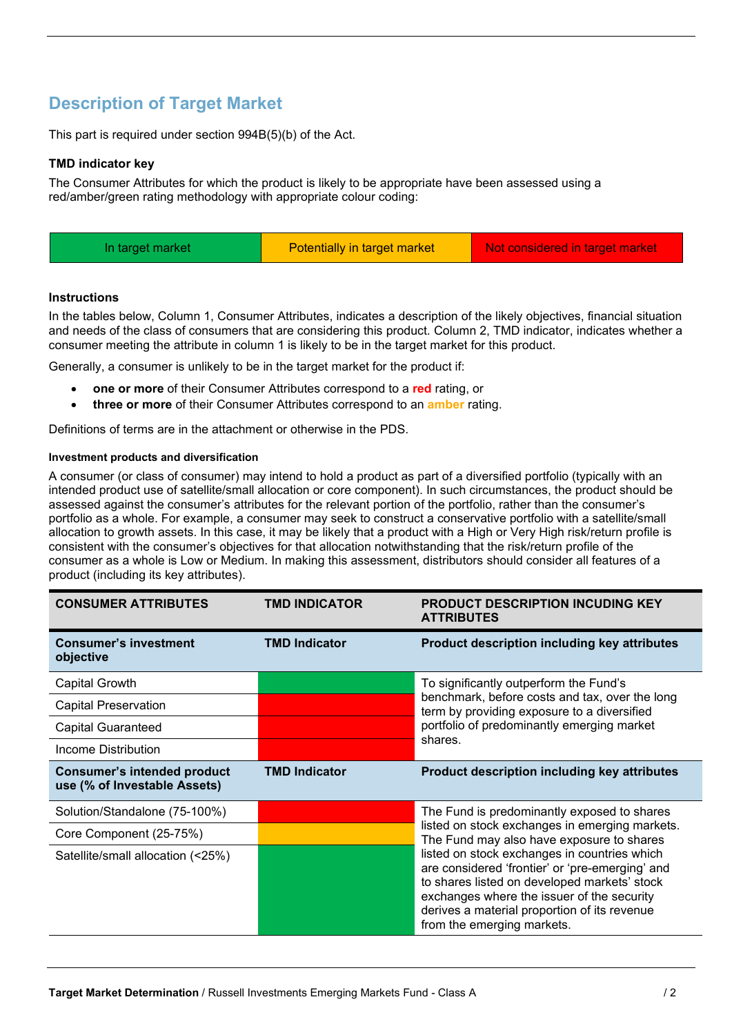## Description of Target Market

This part is required under section 994B(5)(b) of the Act.

**TMD indicator key**

The Consumer Attributes for which the product is likely to be appropriate have been assessed using a red/amber/green rating methodology with appropriate colour coding:

| In target market | Potentially in target market | Not considered in target market |
|---|---|---|

**Instructions**

In the tables below, Column 1, Consumer Attributes, indicates a description of the likely objectives, financial situation and needs of the class of consumers that are considering this product. Column 2, TMD indicator, indicates whether a consumer meeting the attribute in column 1 is likely to be in the target market for this product.

Generally, a consumer is unlikely to be in the target market for the product if:

- **one or more** of their Consumer Attributes correspond to a **red** rating, or
- **three or more** of their Consumer Attributes correspond to an **amber** rating.

Definitions of terms are in the attachment or otherwise in the PDS.

**Investment products and diversification**

A consumer (or class of consumer) may intend to hold a product as part of a diversified portfolio (typically with an intended product use of satellite/small allocation or core component). In such circumstances, the product should be assessed against the consumer's attributes for the relevant portion of the portfolio, rather than the consumer's portfolio as a whole. For example, a consumer may seek to construct a conservative portfolio with a satellite/small allocation to growth assets. In this case, it may be likely that a product with a High or Very High risk/return profile is consistent with the consumer's objectives for that allocation notwithstanding that the risk/return profile of the consumer as a whole is Low or Medium. In making this assessment, distributors should consider all features of a product (including its key attributes).

| CONSUMER ATTRIBUTES | TMD INDICATOR | PRODUCT DESCRIPTION INCUDING KEY ATTRIBUTES |
|---|---|---|
| **Consumer's investment objective** | **TMD Indicator** | **Product description including key attributes** |
| Capital Growth | In target market (green) | To significantly outperform the Fund's benchmark, before costs and tax, over the long term by providing exposure to a diversified portfolio of predominantly emerging market shares. |
| Capital Preservation | Not considered in target market (red) | |
| Capital Guaranteed | Not considered in target market (red) | |
| Income Distribution | Not considered in target market (red) | |
| **Consumer's intended product use (% of Investable Assets)** | **TMD Indicator** | **Product description including key attributes** |
| Solution/Standalone (75-100%) | Not considered in target market (red) | The Fund is predominantly exposed to shares listed on stock exchanges in emerging markets. The Fund may also have exposure to shares listed on stock exchanges in countries which are considered 'frontier' or 'pre-emerging' and to shares listed on developed markets' stock exchanges where the issuer of the security derives a material proportion of its revenue from the emerging markets. |
| Core Component (25-75%) | Potentially in target market (amber) | |
| Satellite/small allocation (<25%) | In target market (green) | |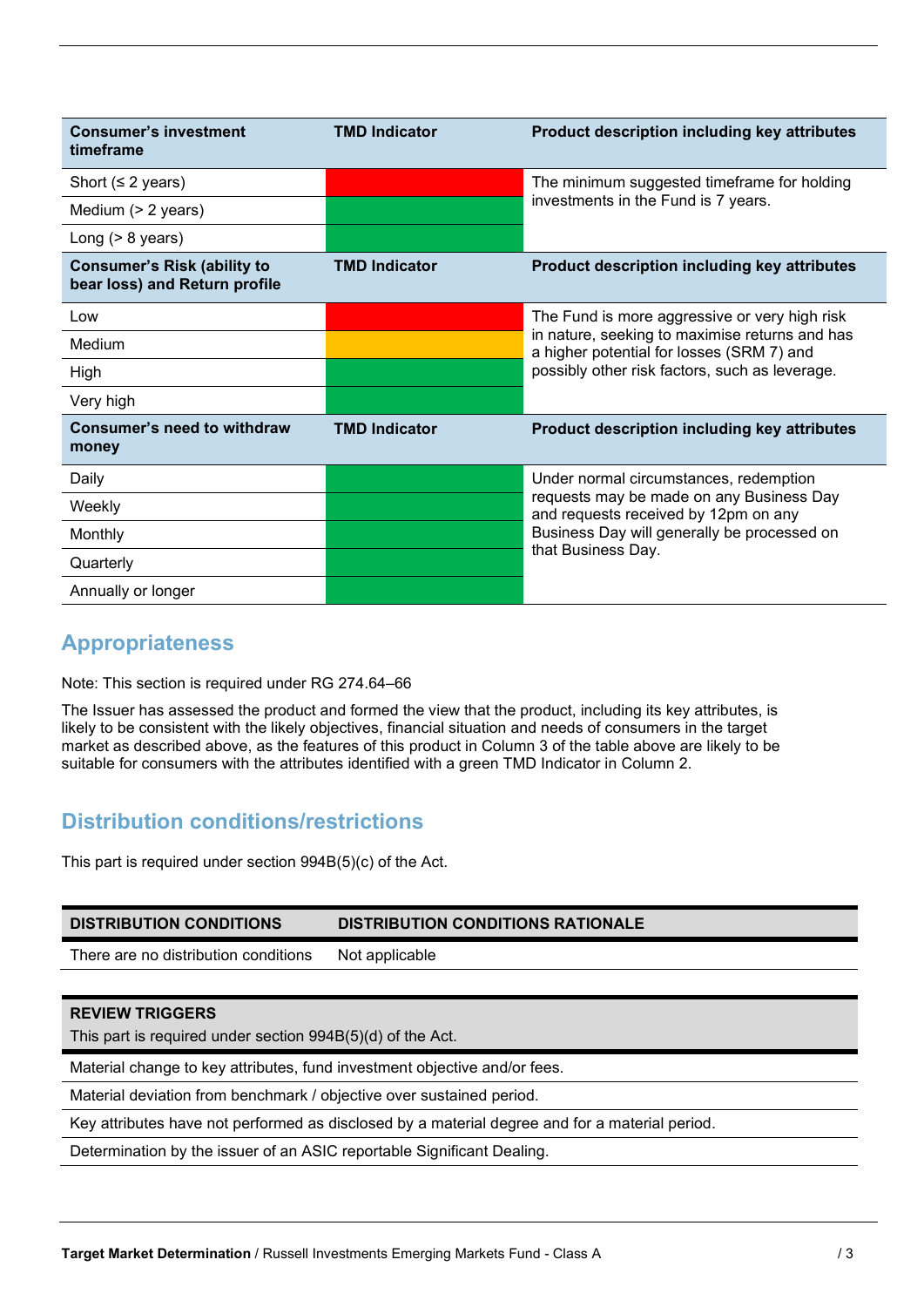| Consumer's investment timeframe | TMD Indicator | Product description including key attributes |
|---|---|---|
| Short (≤ 2 years) | Red | The minimum suggested timeframe for holding investments in the Fund is 7 years. |
| Medium (> 2 years) | Green | |
| Long (> 8 years) | Green | |
| **Consumer's Risk (ability to bear loss) and Return profile** | **TMD Indicator** | **Product description including key attributes** |
| Low | Red | The Fund is more aggressive or very high risk in nature, seeking to maximise returns and has a higher potential for losses (SRM 7) and possibly other risk factors, such as leverage. |
| Medium | Amber | |
| High | Green | |
| Very high | Green | |
| **Consumer's need to withdraw money** | **TMD Indicator** | **Product description including key attributes** |
| Daily | Green | Under normal circumstances, redemption requests may be made on any Business Day and requests received by 12pm on any Business Day will generally be processed on that Business Day. |
| Weekly | Green | |
| Monthly | Green | |
| Quarterly | Green | |
| Annually or longer | Green | |

## Appropriateness

Note: This section is required under RG 274.64–66

The Issuer has assessed the product and formed the view that the product, including its key attributes, is likely to be consistent with the likely objectives, financial situation and needs of consumers in the target market as described above, as the features of this product in Column 3 of the table above are likely to be suitable for consumers with the attributes identified with a green TMD Indicator in Column 2.

## Distribution conditions/restrictions

This part is required under section 994B(5)(c) of the Act.

| DISTRIBUTION CONDITIONS | DISTRIBUTION CONDITIONS RATIONALE |
|---|---|
| There are no distribution conditions | Not applicable |

| REVIEW TRIGGERS<br>This part is required under section 994B(5)(d) of the Act. |
|---|
| Material change to key attributes, fund investment objective and/or fees. |
| Material deviation from benchmark / objective over sustained period. |
| Key attributes have not performed as disclosed by a material degree and for a material period. |
| Determination by the issuer of an ASIC reportable Significant Dealing. |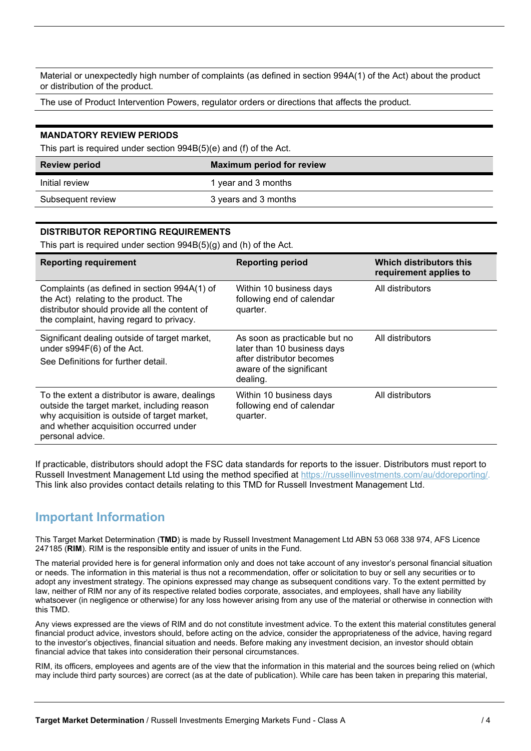| |
|---|
| Material or unexpectedly high number of complaints (as defined in section 994A(1) of the Act) about the product or distribution of the product. |
| The use of Product Intervention Powers, regulator orders or directions that affects the product. |

**MANDATORY REVIEW PERIODS**

This part is required under section 994B(5)(e) and (f) of the Act.

| Review period | Maximum period for review |
|---|---|
| Initial review | 1 year and 3 months |
| Subsequent review | 3 years and 3 months |

**DISTRIBUTOR REPORTING REQUIREMENTS**

This part is required under section 994B(5)(g) and (h) of the Act.

| Reporting requirement | Reporting period | Which distributors this requirement applies to |
|---|---|---|
| Complaints (as defined in section 994A(1) of the Act) relating to the product. The distributor should provide all the content of the complaint, having regard to privacy. | Within 10 business days following end of calendar quarter. | All distributors |
| Significant dealing outside of target market, under s994F(6) of the Act. See Definitions for further detail. | As soon as practicable but no later than 10 business days after distributor becomes aware of the significant dealing. | All distributors |
| To the extent a distributor is aware, dealings outside the target market, including reason why acquisition is outside of target market, and whether acquisition occurred under personal advice. | Within 10 business days following end of calendar quarter. | All distributors |

If practicable, distributors should adopt the FSC data standards for reports to the issuer. Distributors must report to Russell Investment Management Ltd using the method specified at https://russellinvestments.com/au/ddoreporting/. This link also provides contact details relating to this TMD for Russell Investment Management Ltd.

## Important Information

This Target Market Determination (**TMD**) is made by Russell Investment Management Ltd ABN 53 068 338 974, AFS Licence 247185 (**RIM**). RIM is the responsible entity and issuer of units in the Fund.

The material provided here is for general information only and does not take account of any investor's personal financial situation or needs. The information in this material is thus not a recommendation, offer or solicitation to buy or sell any securities or to adopt any investment strategy. The opinions expressed may change as subsequent conditions vary. To the extent permitted by law, neither of RIM nor any of its respective related bodies corporate, associates, and employees, shall have any liability whatsoever (in negligence or otherwise) for any loss however arising from any use of the material or otherwise in connection with this TMD.

Any views expressed are the views of RIM and do not constitute investment advice. To the extent this material constitutes general financial product advice, investors should, before acting on the advice, consider the appropriateness of the advice, having regard to the investor's objectives, financial situation and needs. Before making any investment decision, an investor should obtain financial advice that takes into consideration their personal circumstances.

RIM, its officers, employees and agents are of the view that the information in this material and the sources being relied on (which may include third party sources) are correct (as at the date of publication). While care has been taken in preparing this material,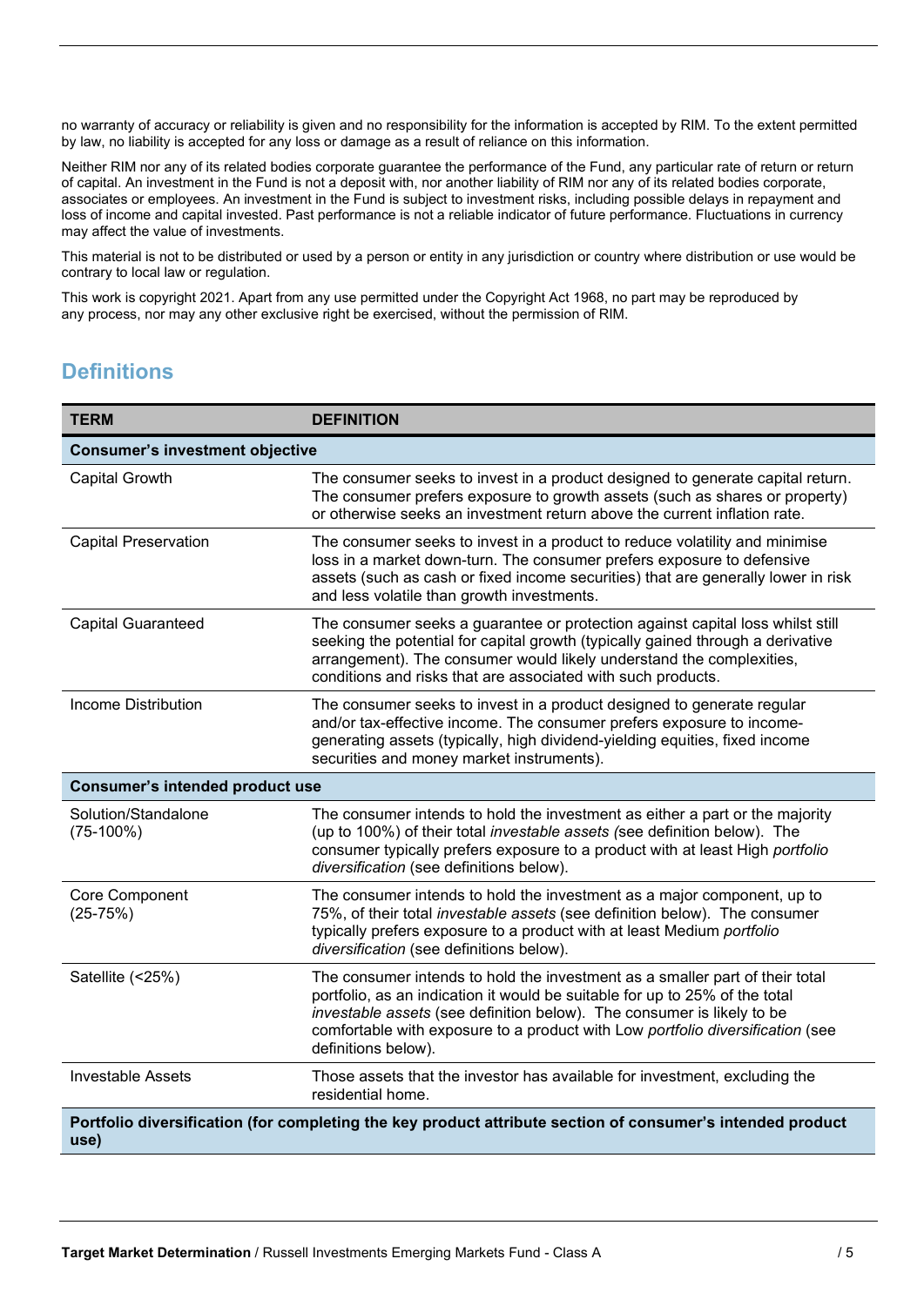no warranty of accuracy or reliability is given and no responsibility for the information is accepted by RIM. To the extent permitted by law, no liability is accepted for any loss or damage as a result of reliance on this information.

Neither RIM nor any of its related bodies corporate guarantee the performance of the Fund, any particular rate of return or return of capital. An investment in the Fund is not a deposit with, nor another liability of RIM nor any of its related bodies corporate, associates or employees. An investment in the Fund is subject to investment risks, including possible delays in repayment and loss of income and capital invested. Past performance is not a reliable indicator of future performance. Fluctuations in currency may affect the value of investments.

This material is not to be distributed or used by a person or entity in any jurisdiction or country where distribution or use would be contrary to local law or regulation.

This work is copyright 2021. Apart from any use permitted under the Copyright Act 1968, no part may be reproduced by any process, nor may any other exclusive right be exercised, without the permission of RIM.

## Definitions

| TERM | DEFINITION |
|---|---|
| **Consumer's investment objective** | |
| Capital Growth | The consumer seeks to invest in a product designed to generate capital return. The consumer prefers exposure to growth assets (such as shares or property) or otherwise seeks an investment return above the current inflation rate. |
| Capital Preservation | The consumer seeks to invest in a product to reduce volatility and minimise loss in a market down-turn. The consumer prefers exposure to defensive assets (such as cash or fixed income securities) that are generally lower in risk and less volatile than growth investments. |
| Capital Guaranteed | The consumer seeks a guarantee or protection against capital loss whilst still seeking the potential for capital growth (typically gained through a derivative arrangement). The consumer would likely understand the complexities, conditions and risks that are associated with such products. |
| Income Distribution | The consumer seeks to invest in a product designed to generate regular and/or tax-effective income. The consumer prefers exposure to income-generating assets (typically, high dividend-yielding equities, fixed income securities and money market instruments). |
| **Consumer's intended product use** | |
| Solution/Standalone (75-100%) | The consumer intends to hold the investment as either a part or the majority (up to 100%) of their total *investable assets (*see definition below). The consumer typically prefers exposure to a product with at least High *portfolio diversification* (see definitions below). |
| Core Component (25-75%) | The consumer intends to hold the investment as a major component, up to 75%, of their total *investable assets* (see definition below). The consumer typically prefers exposure to a product with at least Medium *portfolio diversification* (see definitions below). |
| Satellite (<25%) | The consumer intends to hold the investment as a smaller part of their total portfolio, as an indication it would be suitable for up to 25% of the total *investable assets* (see definition below). The consumer is likely to be comfortable with exposure to a product with Low *portfolio diversification* (see definitions below). |
| Investable Assets | Those assets that the investor has available for investment, excluding the residential home. |
| **Portfolio diversification (for completing the key product attribute section of consumer's intended product use)** | |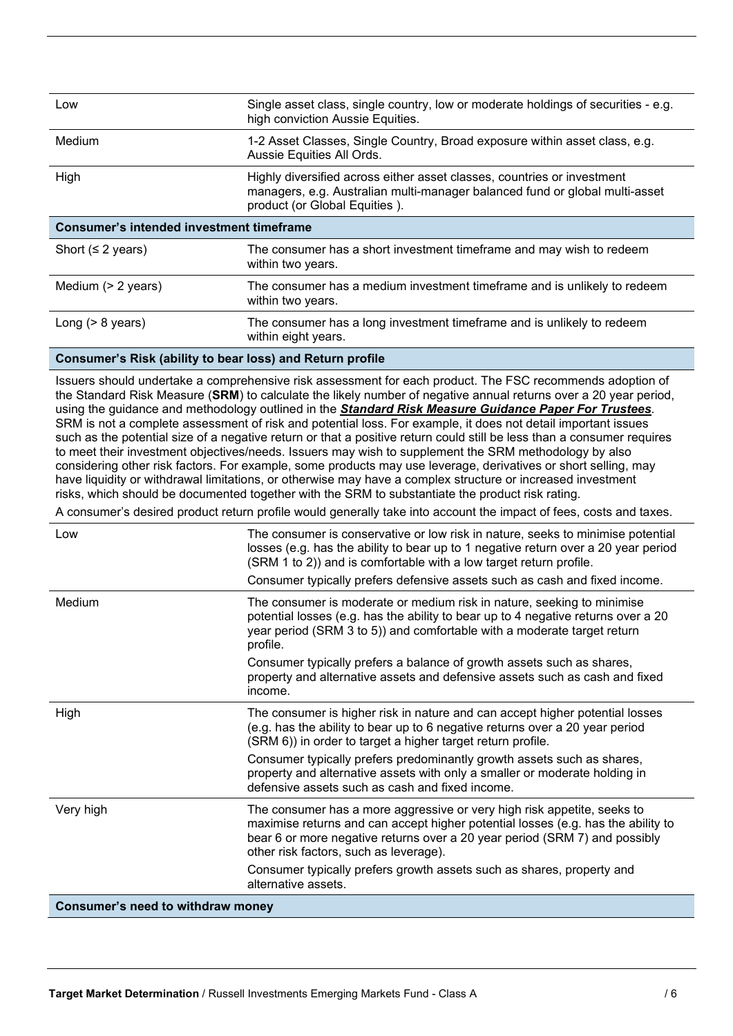| | |
|---|---|
| Low | Single asset class, single country, low or moderate holdings of securities - e.g. high conviction Aussie Equities. |
| Medium | 1-2 Asset Classes, Single Country, Broad exposure within asset class, e.g. Aussie Equities All Ords. |
| High | Highly diversified across either asset classes, countries or investment managers, e.g. Australian multi-manager balanced fund or global multi-asset product (or Global Equities ). |
| **Consumer's intended investment timeframe** | |
| Short (≤ 2 years) | The consumer has a short investment timeframe and may wish to redeem within two years. |
| Medium (> 2 years) | The consumer has a medium investment timeframe and is unlikely to redeem within two years. |
| Long (> 8 years) | The consumer has a long investment timeframe and is unlikely to redeem within eight years. |
| **Consumer's Risk (ability to bear loss) and Return profile** | |

Issuers should undertake a comprehensive risk assessment for each product. The FSC recommends adoption of the Standard Risk Measure (**SRM**) to calculate the likely number of negative annual returns over a 20 year period, using the guidance and methodology outlined in the ***Standard Risk Measure Guidance Paper For Trustees***. SRM is not a complete assessment of risk and potential loss. For example, it does not detail important issues such as the potential size of a negative return or that a positive return could still be less than a consumer requires to meet their investment objectives/needs. Issuers may wish to supplement the SRM methodology by also considering other risk factors. For example, some products may use leverage, derivatives or short selling, may have liquidity or withdrawal limitations, or otherwise may have a complex structure or increased investment risks, which should be documented together with the SRM to substantiate the product risk rating.

A consumer's desired product return profile would generally take into account the impact of fees, costs and taxes.

| | |
|---|---|
| Low | The consumer is conservative or low risk in nature, seeks to minimise potential losses (e.g. has the ability to bear up to 1 negative return over a 20 year period (SRM 1 to 2)) and is comfortable with a low target return profile. <br><br> Consumer typically prefers defensive assets such as cash and fixed income. |
| Medium | The consumer is moderate or medium risk in nature, seeking to minimise potential losses (e.g. has the ability to bear up to 4 negative returns over a 20 year period (SRM 3 to 5)) and comfortable with a moderate target return profile. <br><br> Consumer typically prefers a balance of growth assets such as shares, property and alternative assets and defensive assets such as cash and fixed income. |
| High | The consumer is higher risk in nature and can accept higher potential losses (e.g. has the ability to bear up to 6 negative returns over a 20 year period (SRM 6)) in order to target a higher target return profile. <br><br> Consumer typically prefers predominantly growth assets such as shares, property and alternative assets with only a smaller or moderate holding in defensive assets such as cash and fixed income. |
| Very high | The consumer has a more aggressive or very high risk appetite, seeks to maximise returns and can accept higher potential losses (e.g. has the ability to bear 6 or more negative returns over a 20 year period (SRM 7) and possibly other risk factors, such as leverage). <br><br> Consumer typically prefers growth assets such as shares, property and alternative assets. |
| **Consumer's need to withdraw money** | |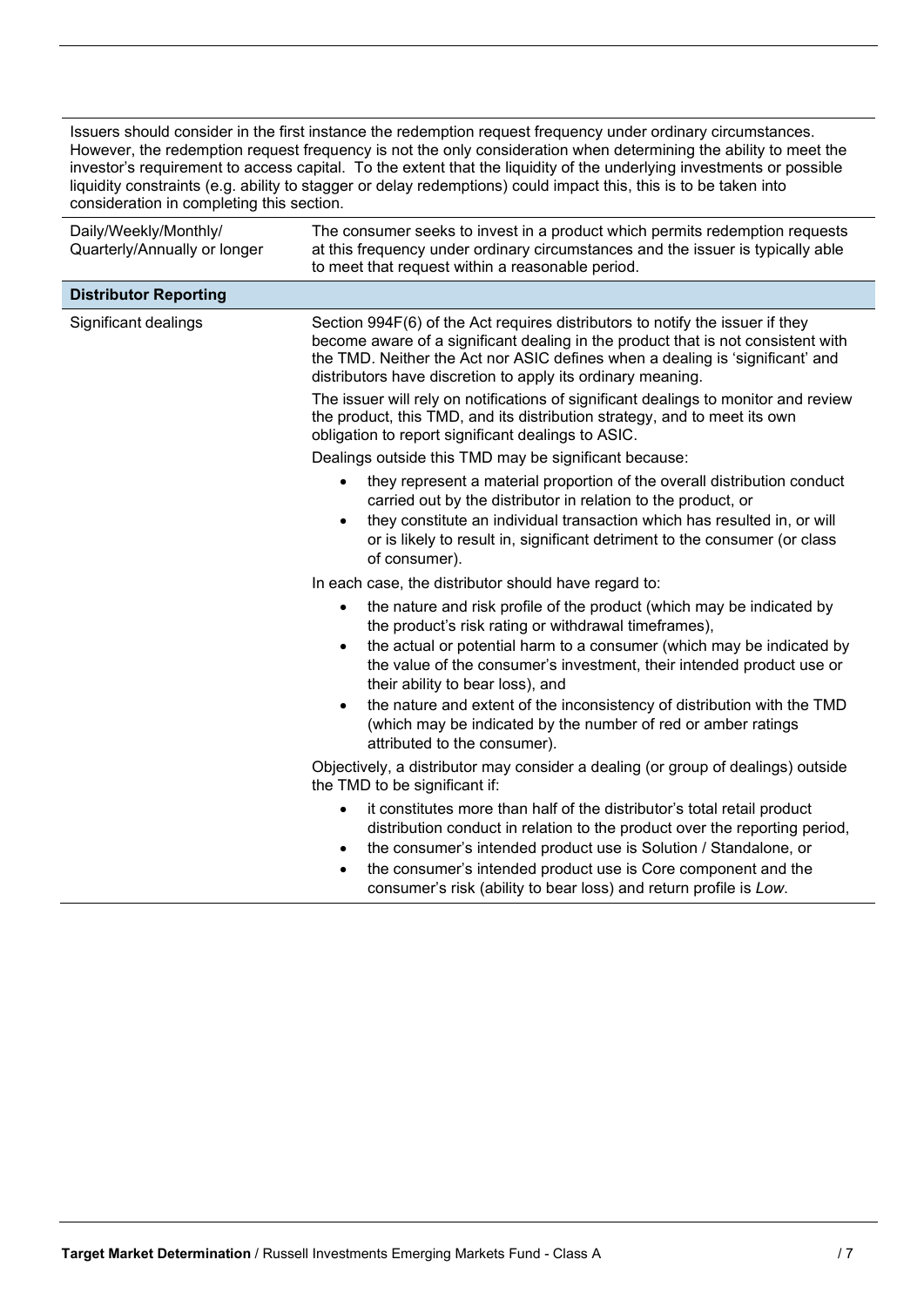| | |
|---|---|
| Issuers should consider in the first instance the redemption request frequency under ordinary circumstances. However, the redemption request frequency is not the only consideration when determining the ability to meet the investor's requirement to access capital. To the extent that the liquidity of the underlying investments or possible liquidity constraints (e.g. ability to stagger or delay redemptions) could impact this, this is to be taken into consideration in completing this section. | |
| Daily/Weekly/Monthly/ Quarterly/Annually or longer | The consumer seeks to invest in a product which permits redemption requests at this frequency under ordinary circumstances and the issuer is typically able to meet that request within a reasonable period. |
| **Distributor Reporting** | |
| Significant dealings | Section 994F(6) of the Act requires distributors to notify the issuer if they become aware of a significant dealing in the product that is not consistent with the TMD. Neither the Act nor ASIC defines when a dealing is 'significant' and distributors have discretion to apply its ordinary meaning.<br><br>The issuer will rely on notifications of significant dealings to monitor and review the product, this TMD, and its distribution strategy, and to meet its own obligation to report significant dealings to ASIC.<br><br>Dealings outside this TMD may be significant because:<br>• they represent a material proportion of the overall distribution conduct carried out by the distributor in relation to the product, or<br>• they constitute an individual transaction which has resulted in, or will or is likely to result in, significant detriment to the consumer (or class of consumer).<br><br>In each case, the distributor should have regard to:<br>• the nature and risk profile of the product (which may be indicated by the product's risk rating or withdrawal timeframes),<br>• the actual or potential harm to a consumer (which may be indicated by the value of the consumer's investment, their intended product use or their ability to bear loss), and<br>• the nature and extent of the inconsistency of distribution with the TMD (which may be indicated by the number of red or amber ratings attributed to the consumer).<br><br>Objectively, a distributor may consider a dealing (or group of dealings) outside the TMD to be significant if:<br>• it constitutes more than half of the distributor's total retail product distribution conduct in relation to the product over the reporting period,<br>• the consumer's intended product use is Solution / Standalone, or<br>• the consumer's intended product use is Core component and the consumer's risk (ability to bear loss) and return profile is *Low*. |